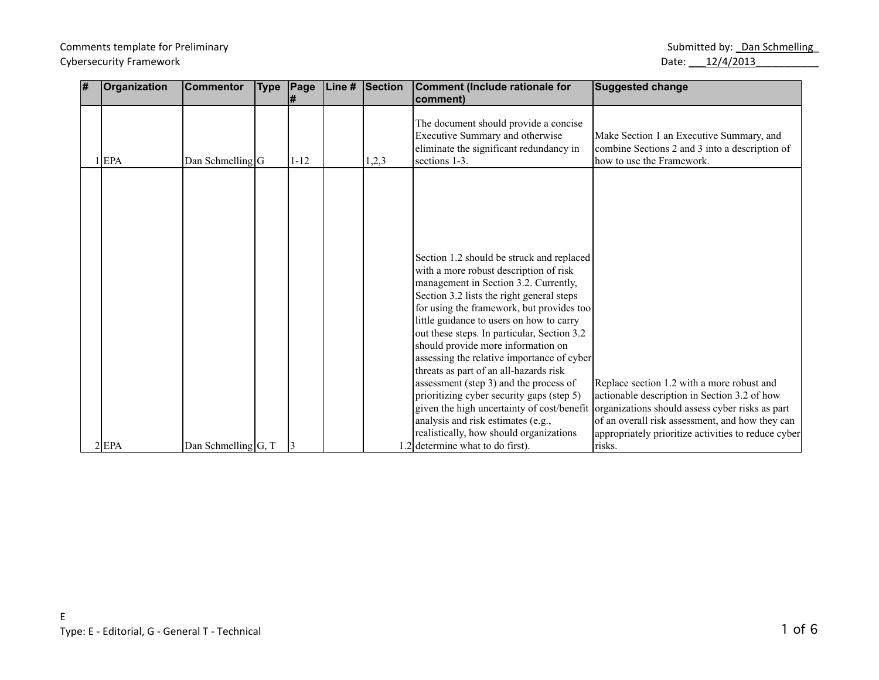Comments template for Preliminary Cybersecurity Framework

Submitted by: _Dan Schmelling_
Date: ___12/4/2013___________

| # | Organization | Commentor | Type | Page # | Line # | Section | Comment (Include rationale for comment) | Suggested change |
|---|---|---|---|---|---|---|---|---|
| 1 | EPA | Dan Schmelling | G | 1-12 | | 1,2,3 | The document should provide a concise Executive Summary and otherwise eliminate the significant redundancy in sections 1-3. | Make Section 1 an Executive Summary, and combine Sections 2 and 3 into a description of how to use the Framework. |
| 2 | EPA | Dan Schmelling | G, T | 3 | | 1.2 | Section 1.2 should be struck and replaced with a more robust description of risk management in Section 3.2. Currently, Section 3.2 lists the right general steps for using the framework, but provides too little guidance to users on how to carry out these steps. In particular, Section 3.2 should provide more information on assessing the relative importance of cyber threats as part of an all-hazards risk assessment (step 3) and the process of prioritizing cyber security gaps (step 5) given the high uncertainty of cost/benefit analysis and risk estimates (e.g., realistically, how should organizations determine what to do first). | Replace section 1.2 with a more robust and actionable description in Section 3.2 of how organizations should assess cyber risks as part of an overall risk assessment, and how they can appropriately prioritize activities to reduce cyber risks. |

E
Type: E - Editorial, G - General T - Technical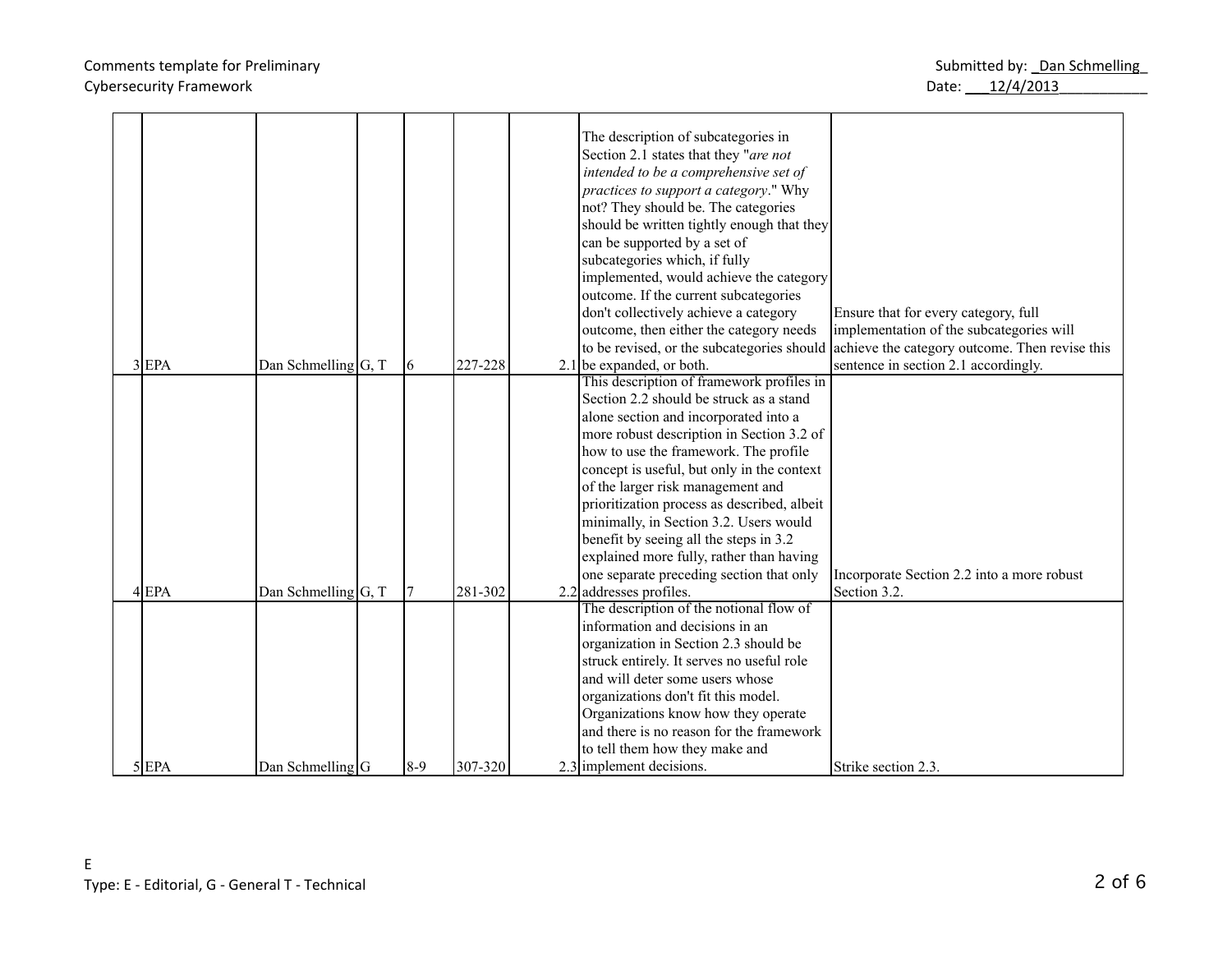Comments template for Preliminary Cybersecurity Framework

Submitted by: _Dan Schmelling_
Date: ___12/4/2013___________

| | | | | | | | | |
|---|---|---|---|---|---|---|---|---|
| 3 | EPA | Dan Schmelling | G, T | 6 | 227-228 | 2.1 | The description of subcategories in Section 2.1 states that they "*are not intended to be a comprehensive set of practices to support a category*." Why not? They should be. The categories should be written tightly enough that they can be supported by a set of subcategories which, if fully implemented, would achieve the category outcome. If the current subcategories don't collectively achieve a category outcome, then either the category needs to be revised, or the subcategories should be expanded, or both. | Ensure that for every category, full implementation of the subcategories will achieve the category outcome. Then revise this sentence in section 2.1 accordingly. |
| 4 | EPA | Dan Schmelling | G, T | 7 | 281-302 | 2.2 | This description of framework profiles in Section 2.2 should be struck as a stand alone section and incorporated into a more robust description in Section 3.2 of how to use the framework. The profile concept is useful, but only in the context of the larger risk management and prioritization process as described, albeit minimally, in Section 3.2. Users would benefit by seeing all the steps in 3.2 explained more fully, rather than having one separate preceding section that only addresses profiles. | Incorporate Section 2.2 into a more robust Section 3.2. |
| 5 | EPA | Dan Schmelling | G | 8-9 | 307-320 | 2.3 | The description of the notional flow of information and decisions in an organization in Section 2.3 should be struck entirely. It serves no useful role and will deter some users whose organizations don't fit this model. Organizations know how they operate and there is no reason for the framework to tell them how they make and implement decisions. | Strike section 2.3. |

E
Type: E - Editorial, G - General T - Technical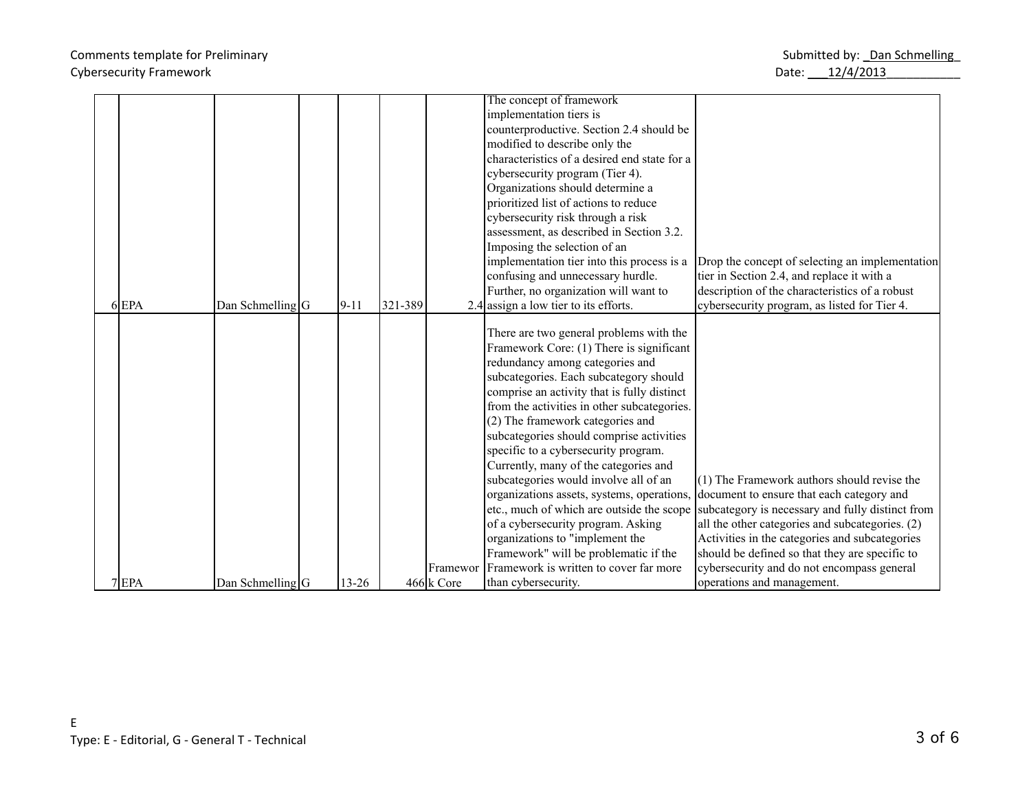| | | | | | | | | |
|---|---|---|---|---|---|---|---|---|
| 6 | EPA | Dan Schmelling | G | 9-11 | 321-389 | 2.4 | The concept of framework implementation tiers is counterproductive. Section 2.4 should be modified to describe only the characteristics of a desired end state for a cybersecurity program (Tier 4). Organizations should determine a prioritized list of actions to reduce cybersecurity risk through a risk assessment, as described in Section 3.2. Imposing the selection of an implementation tier into this process is a confusing and unnecessary hurdle. Further, no organization will want to assign a low tier to its efforts. | Drop the concept of selecting an implementation tier in Section 2.4, and replace it with a description of the characteristics of a robust cybersecurity program, as listed for Tier 4. |
| 7 | EPA | Dan Schmelling | G | 13-26 | 466 | Framework Core | There are two general problems with the Framework Core: (1) There is significant redundancy among categories and subcategories. Each subcategory should comprise an activity that is fully distinct from the activities in other subcategories. (2) The framework categories and subcategories should comprise activities specific to a cybersecurity program. Currently, many of the categories and subcategories would involve all of an organizations assets, systems, operations, etc., much of which are outside the scope of a cybersecurity program. Asking organizations to "implement the Framework" will be problematic if the Framework is written to cover far more than cybersecurity. | (1) The Framework authors should revise the document to ensure that each category and subcategory is necessary and fully distinct from all the other categories and subcategories. (2) Activities in the categories and subcategories should be defined so that they are specific to cybersecurity and do not encompass general operations and management. |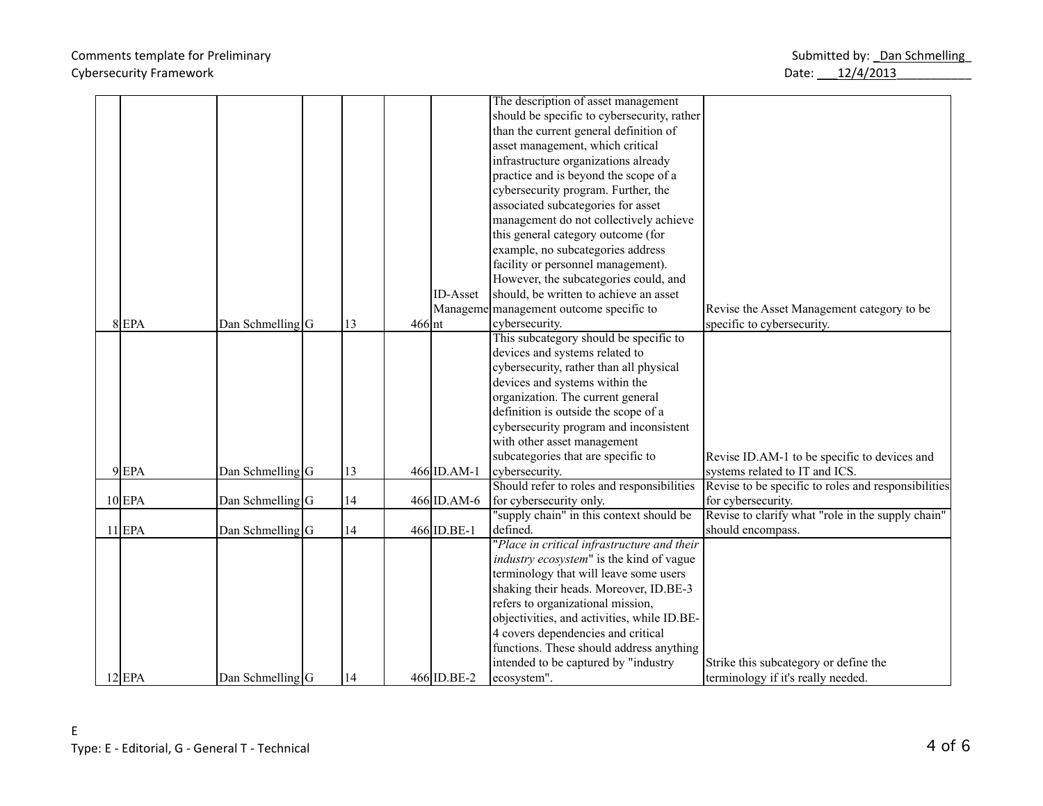Comments template for Preliminary Cybersecurity Framework

Submitted by: _Dan Schmelling_
Date: ___12/4/2013___________

| # | Organization | Commentor | Type | Page # | Line # | Section | Comment (Include rationale for comment) | Suggested change |
|---|---|---|---|---|---|---|---|---|
| 8 | EPA | Dan Schmelling | G | 13 | 466 | ID-Asset Management | The description of asset management should be specific to cybersecurity, rather than the current general definition of asset management, which critical infrastructure organizations already practice and is beyond the scope of a cybersecurity program. Further, the associated subcategories for asset management do not collectively achieve this general category outcome (for example, no subcategories address facility or personnel management). However, the subcategories could, and should, be written to achieve an asset management outcome specific to cybersecurity. | Revise the Asset Management category to be specific to cybersecurity. |
| 9 | EPA | Dan Schmelling | G | 13 | 466 | ID.AM-1 | This subcategory should be specific to devices and systems related to cybersecurity, rather than all physical devices and systems within the organization. The current general definition is outside the scope of a cybersecurity program and inconsistent with other asset management subcategories that are specific to cybersecurity. | Revise ID.AM-1 to be specific to devices and systems related to IT and ICS. |
| 10 | EPA | Dan Schmelling | G | 14 | 466 | ID.AM-6 | Should refer to roles and responsibilities for cybersecurity only. | Revise to be specific to roles and responsibilities for cybersecurity. |
| 11 | EPA | Dan Schmelling | G | 14 | 466 | ID.BE-1 | "supply chain" in this context should be defined. | Revise to clarify what "role in the supply chain" should encompass. |
| 12 | EPA | Dan Schmelling | G | 14 | 466 | ID.BE-2 | "*Place in critical infrastructure and their industry ecosystem*" is the kind of vague terminology that will leave some users shaking their heads. Moreover, ID.BE-3 refers to organizational mission, objectivities, and activities, while ID.BE-4 covers dependencies and critical functions. These should address anything intended to be captured by "industry ecosystem". | Strike this subcategory or define the terminology if it's really needed. |

E
Type: E - Editorial, G - General T - Technical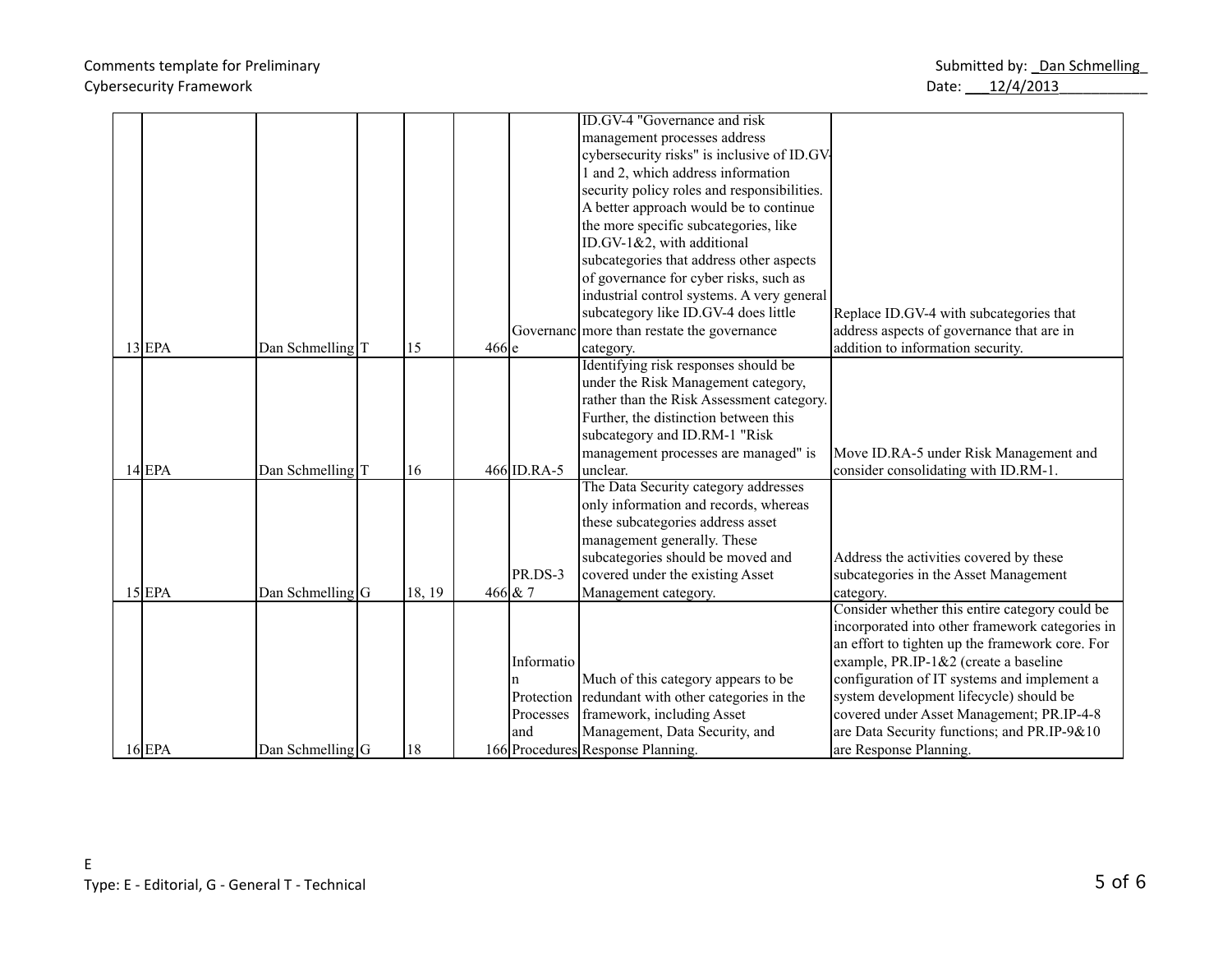| 13 | EPA | Dan Schmelling | T | 15 | 466 | Governance | ID.GV-4 "Governance and risk management processes address cybersecurity risks" is inclusive of ID.GV-1 and 2, which address information security policy roles and responsibilities. A better approach would be to continue the more specific subcategories, like ID.GV-1&2, with additional subcategories that address other aspects of governance for cyber risks, such as industrial control systems. A very general subcategory like ID.GV-4 does little more than restate the governance category. | Replace ID.GV-4 with subcategories that address aspects of governance that are in addition to information security. |
|---|---|---|---|---|---|---|---|---|
| 14 | EPA | Dan Schmelling | T | 16 | 466 | ID.RA-5 | Identifying risk responses should be under the Risk Management category, rather than the Risk Assessment category. Further, the distinction between this subcategory and ID.RM-1 "Risk management processes are managed" is unclear. | Move ID.RA-5 under Risk Management and consider consolidating with ID.RM-1. |
| 15 | EPA | Dan Schmelling | G | 18, 19 | 466 | PR.DS-3 & 7 | The Data Security category addresses only information and records, whereas these subcategories address asset management generally. These subcategories should be moved and covered under the existing Asset Management category. | Address the activities covered by these subcategories in the Asset Management category. |
| 16 | EPA | Dan Schmelling | G | 18 | 166 | Information Protection Processes and Procedures | Much of this category appears to be redundant with other categories in the framework, including Asset Management, Data Security, and Response Planning. | Consider whether this entire category could be incorporated into other framework categories in an effort to tighten up the framework core. For example, PR.IP-1&2 (create a baseline configuration of IT systems and implement a system development lifecycle) should be covered under Asset Management; PR.IP-4-8 are Data Security functions; and PR.IP-9&10 are Response Planning. |

E

Type: E - Editorial, G - General T - Technical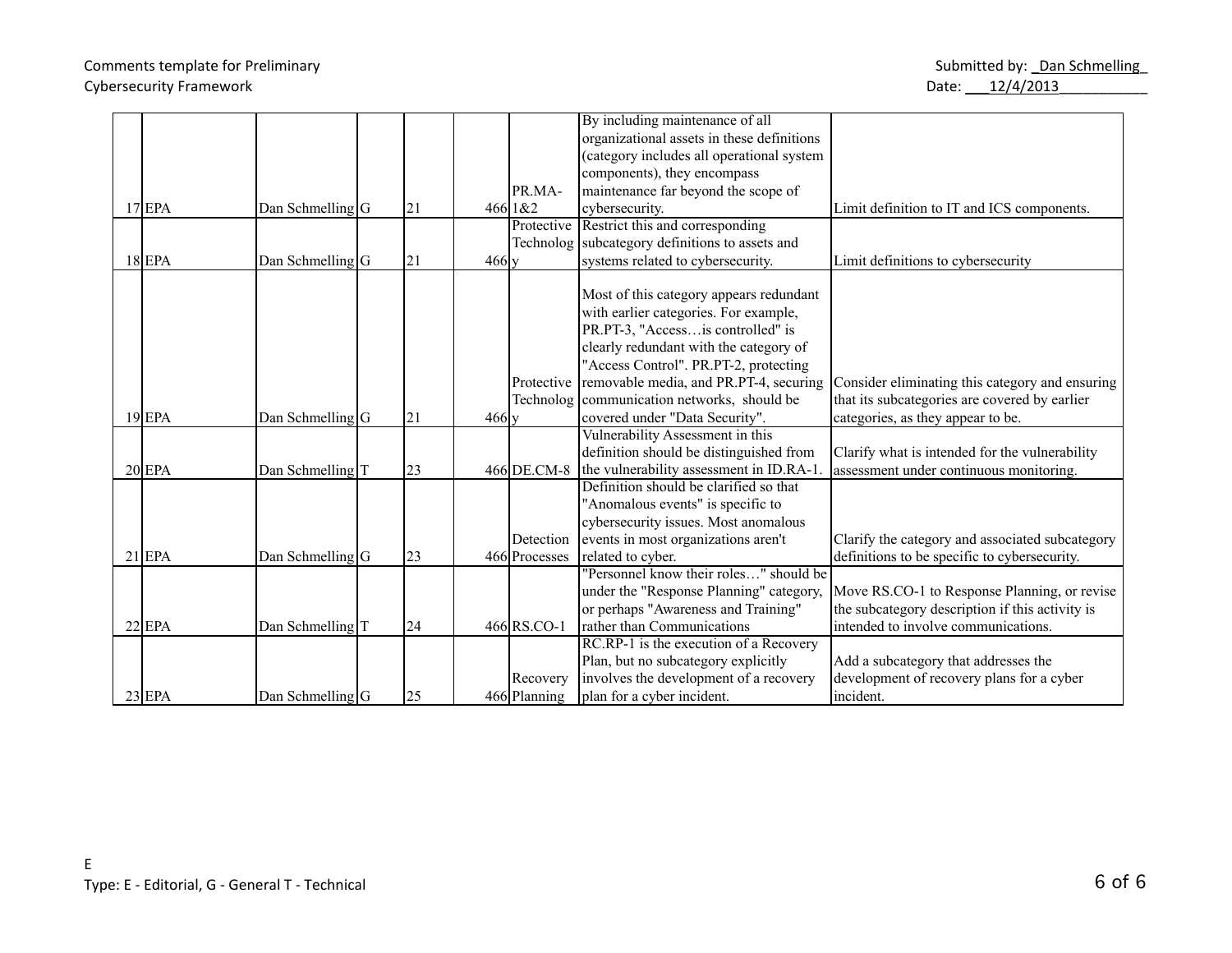| | | | | | | | | | |
|---|---|---|---|---|---|---|---|---|---|
| 17 | EPA | Dan Schmelling | G | 21 | 466 | PR.MA-1&2 | By including maintenance of all organizational assets in these definitions (category includes all operational system components), they encompass maintenance far beyond the scope of cybersecurity. | Limit definition to IT and ICS components. |
| 18 | EPA | Dan Schmelling | G | 21 | 466 | Protective Technology | Restrict this and corresponding subcategory definitions to assets and systems related to cybersecurity. | Limit definitions to cybersecurity |
| 19 | EPA | Dan Schmelling | G | 21 | 466 | Protective Technology | Most of this category appears redundant with earlier categories. For example, PR.PT-3, "Access…is controlled" is clearly redundant with the category of "Access Control". PR.PT-2, protecting removable media, and PR.PT-4, securing communication networks, should be covered under "Data Security". | Consider eliminating this category and ensuring that its subcategories are covered by earlier categories, as they appear to be. |
| 20 | EPA | Dan Schmelling | T | 23 | 466 | DE.CM-8 | Vulnerability Assessment in this definition should be distinguished from the vulnerability assessment in ID.RA-1. | Clarify what is intended for the vulnerability assessment under continuous monitoring. |
| 21 | EPA | Dan Schmelling | G | 23 | 466 | Detection Processes | Definition should be clarified so that "Anomalous events" is specific to cybersecurity issues. Most anomalous events in most organizations aren't related to cyber. | Clarify the category and associated subcategory definitions to be specific to cybersecurity. |
| 22 | EPA | Dan Schmelling | T | 24 | 466 | RS.CO-1 | "Personnel know their roles…" should be under the "Response Planning" category, or perhaps "Awareness and Training" rather than Communications | Move RS.CO-1 to Response Planning, or revise the subcategory description if this activity is intended to involve communications. |
| 23 | EPA | Dan Schmelling | G | 25 | 466 | Recovery Planning | RC.RP-1 is the execution of a Recovery Plan, but no subcategory explicitly involves the development of a recovery plan for a cyber incident. | Add a subcategory that addresses the development of recovery plans for a cyber incident. |

E

Type: E - Editorial, G - General T - Technical